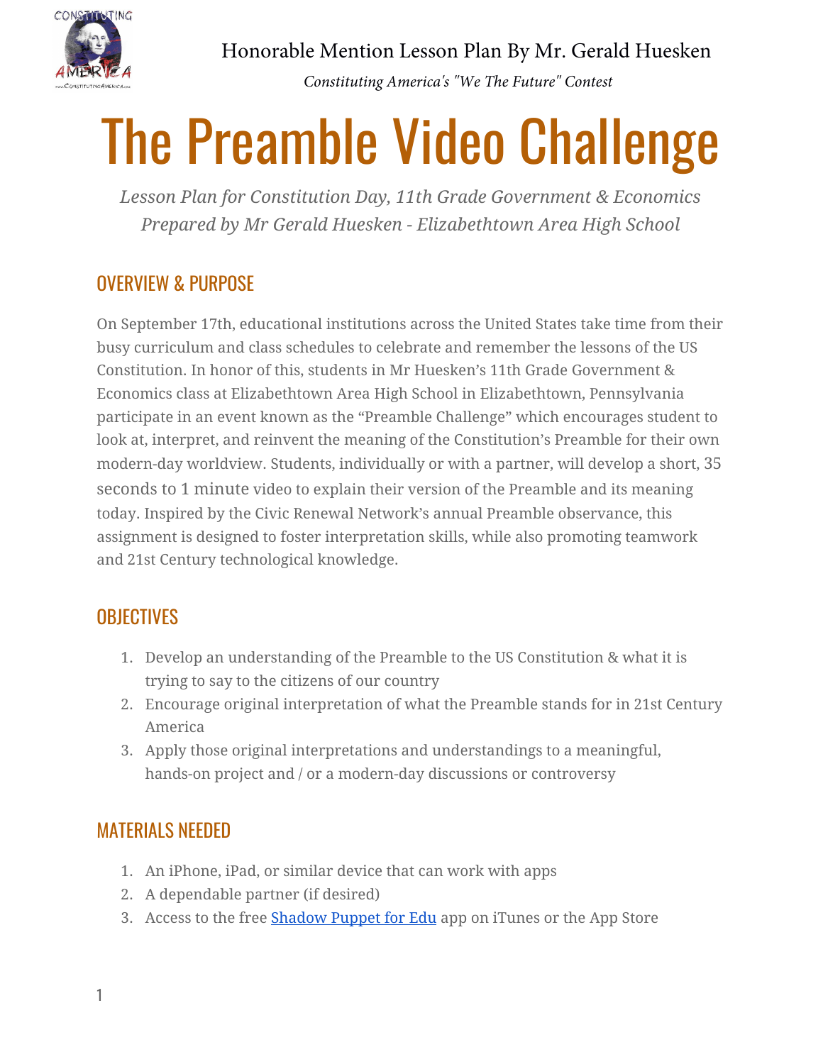Honorable Mention Lesson Plan By Mr. Gerald Huesken

*Constituting America's "We The Future" Contest*

# The Preamble Video Challenge

*Lesson Plan for Constitution Day, 11th Grade Government & Economics*
*Prepared by Mr Gerald Huesken - Elizabethtown Area High School*

## OVERVIEW & PURPOSE

On September 17th, educational institutions across the United States take time from their busy curriculum and class schedules to celebrate and remember the lessons of the US Constitution. In honor of this, students in Mr Huesken's 11th Grade Government & Economics class at Elizabethtown Area High School in Elizabethtown, Pennsylvania participate in an event known as the "Preamble Challenge" which encourages student to look at, interpret, and reinvent the meaning of the Constitution's Preamble for their own modern-day worldview. Students, individually or with a partner, will develop a short, 35 seconds to 1 minute video to explain their version of the Preamble and its meaning today. Inspired by the Civic Renewal Network's annual Preamble observance, this assignment is designed to foster interpretation skills, while also promoting teamwork and 21st Century technological knowledge.

## OBJECTIVES

1. Develop an understanding of the Preamble to the US Constitution & what it is trying to say to the citizens of our country
2. Encourage original interpretation of what the Preamble stands for in 21st Century America
3. Apply those original interpretations and understandings to a meaningful, hands-on project and / or a modern-day discussions or controversy

## MATERIALS NEEDED

1. An iPhone, iPad, or similar device that can work with apps
2. A dependable partner (if desired)
3. Access to the free Shadow Puppet for Edu app on iTunes or the App Store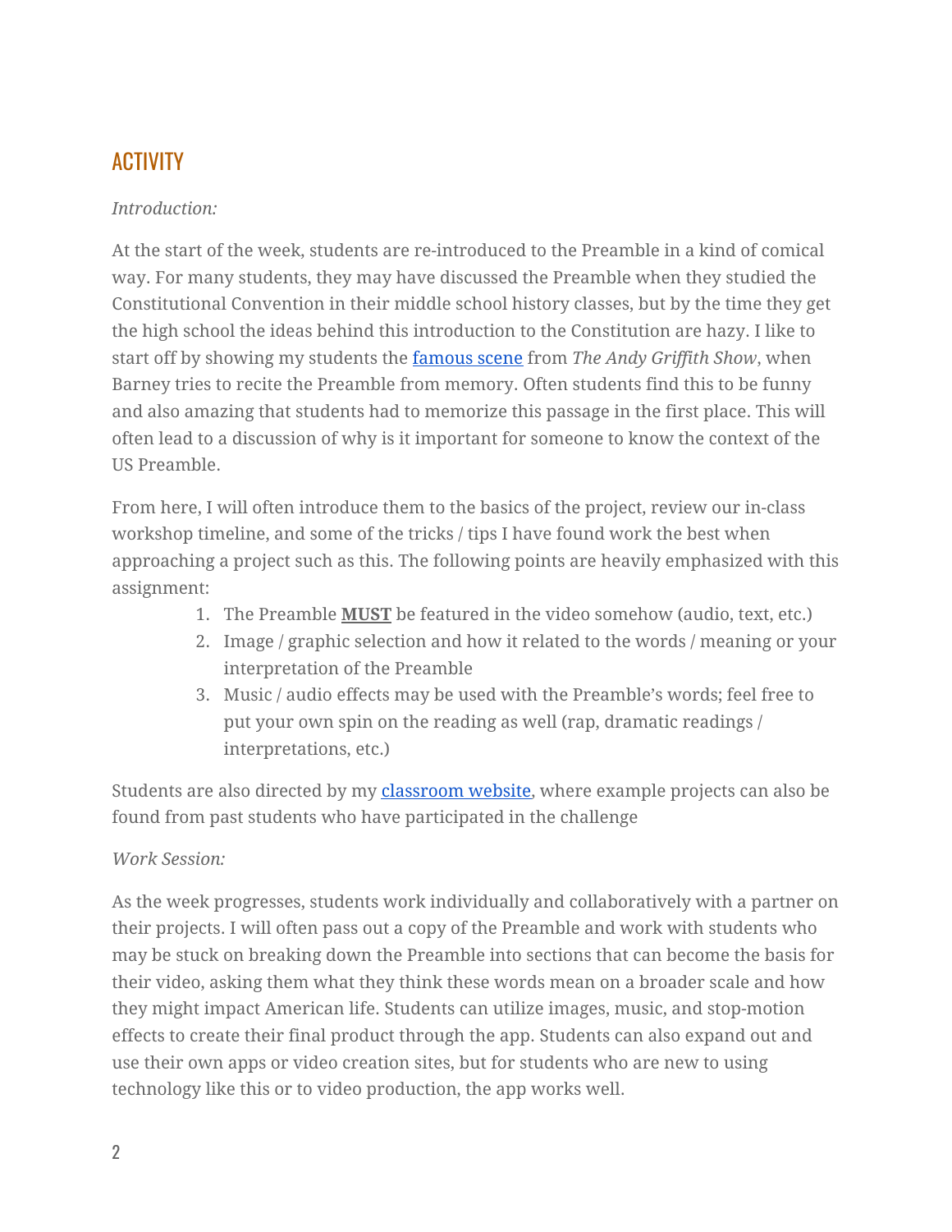## ACTIVITY

*Introduction:*

At the start of the week, students are re-introduced to the Preamble in a kind of comical way. For many students, they may have discussed the Preamble when they studied the Constitutional Convention in their middle school history classes, but by the time they get the high school the ideas behind this introduction to the Constitution are hazy. I like to start off by showing my students the famous scene from *The Andy Griffith Show*, when Barney tries to recite the Preamble from memory. Often students find this to be funny and also amazing that students had to memorize this passage in the first place. This will often lead to a discussion of why is it important for someone to know the context of the US Preamble.

From here, I will often introduce them to the basics of the project, review our in-class workshop timeline, and some of the tricks / tips I have found work the best when approaching a project such as this. The following points are heavily emphasized with this assignment:

1. The Preamble **MUST** be featured in the video somehow (audio, text, etc.)
2. Image / graphic selection and how it related to the words / meaning or your interpretation of the Preamble
3. Music / audio effects may be used with the Preamble's words; feel free to put your own spin on the reading as well (rap, dramatic readings / interpretations, etc.)

Students are also directed by my classroom website, where example projects can also be found from past students who have participated in the challenge

*Work Session:*

As the week progresses, students work individually and collaboratively with a partner on their projects. I will often pass out a copy of the Preamble and work with students who may be stuck on breaking down the Preamble into sections that can become the basis for their video, asking them what they think these words mean on a broader scale and how they might impact American life. Students can utilize images, music, and stop-motion effects to create their final product through the app. Students can also expand out and use their own apps or video creation sites, but for students who are new to using technology like this or to video production, the app works well.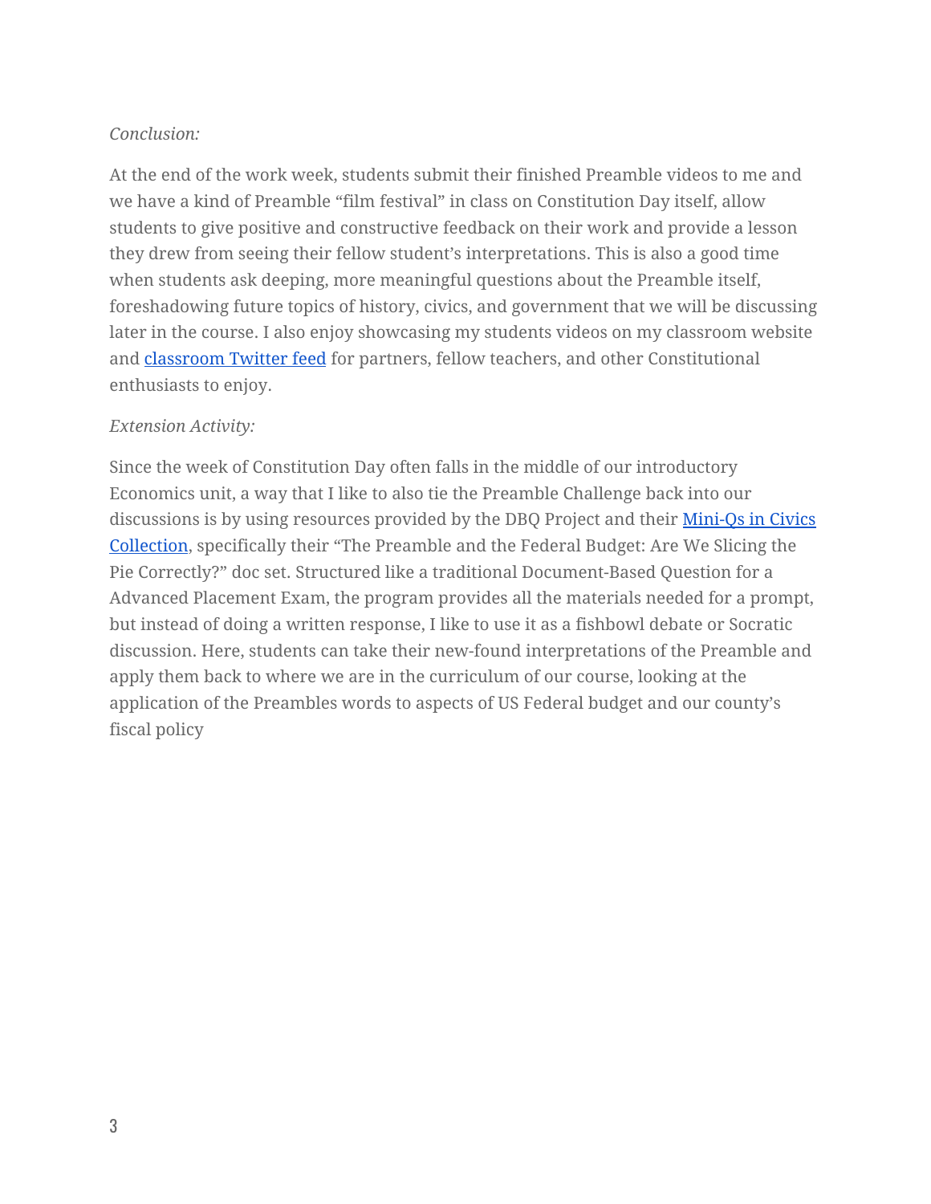*Conclusion:*

At the end of the work week, students submit their finished Preamble videos to me and we have a kind of Preamble "film festival" in class on Constitution Day itself, allow students to give positive and constructive feedback on their work and provide a lesson they drew from seeing their fellow student's interpretations. This is also a good time when students ask deeping, more meaningful questions about the Preamble itself, foreshadowing future topics of history, civics, and government that we will be discussing later in the course. I also enjoy showcasing my students videos on my classroom website and classroom Twitter feed for partners, fellow teachers, and other Constitutional enthusiasts to enjoy.

*Extension Activity:*

Since the week of Constitution Day often falls in the middle of our introductory Economics unit, a way that I like to also tie the Preamble Challenge back into our discussions is by using resources provided by the DBQ Project and their Mini-Qs in Civics Collection, specifically their "The Preamble and the Federal Budget: Are We Slicing the Pie Correctly?" doc set. Structured like a traditional Document-Based Question for a Advanced Placement Exam, the program provides all the materials needed for a prompt, but instead of doing a written response, I like to use it as a fishbowl debate or Socratic discussion. Here, students can take their new-found interpretations of the Preamble and apply them back to where we are in the curriculum of our course, looking at the application of the Preambles words to aspects of US Federal budget and our county's fiscal policy